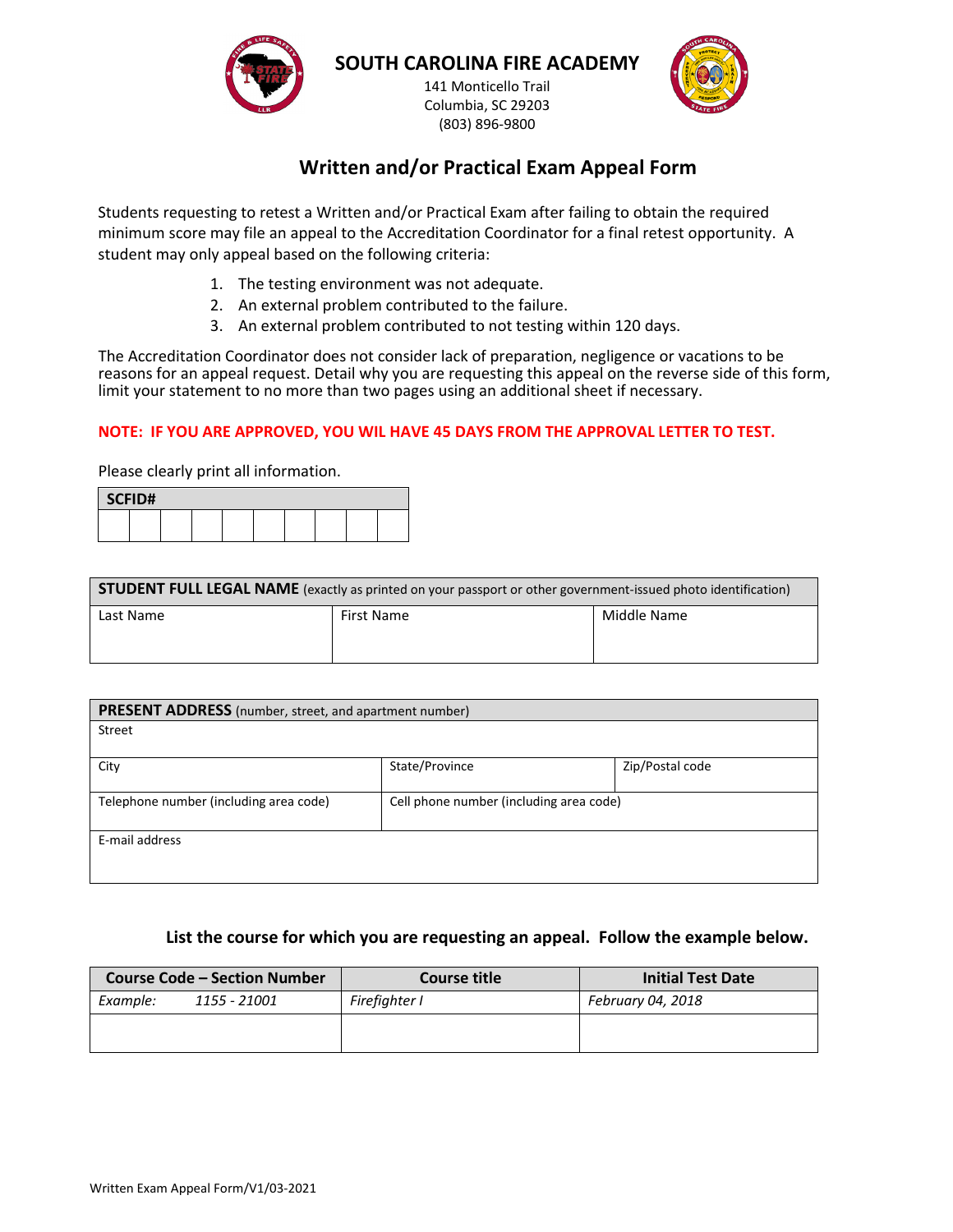# SOUTH CAROLINA FIRE ACADEMY

141 Monticello Trail
Columbia, SC 29203
(803) 896-9800

## Written and/or Practical Exam Appeal Form

Students requesting to retest a Written and/or Practical Exam after failing to obtain the required minimum score may file an appeal to the Accreditation Coordinator for a final retest opportunity. A student may only appeal based on the following criteria:

1. The testing environment was not adequate.
2. An external problem contributed to the failure.
3. An external problem contributed to not testing within 120 days.

The Accreditation Coordinator does not consider lack of preparation, negligence or vacations to be reasons for an appeal request. Detail why you are requesting this appeal on the reverse side of this form, limit your statement to no more than two pages using an additional sheet if necessary.

**NOTE: IF YOU ARE APPROVED, YOU WIL HAVE 45 DAYS FROM THE APPROVAL LETTER TO TEST.**

Please clearly print all information.

| SCFID# | | | | | | | | | |
|---|---|---|---|---|---|---|---|---|---|
| | | | | | | | | | |

| **STUDENT FULL LEGAL NAME** (exactly as printed on your passport or other government-issued photo identification) | | |
|---|---|---|
| Last Name | First Name | Middle Name |

| **PRESENT ADDRESS** (number, street, and apartment number) | | |
|---|---|---|
| Street | | |
| City | State/Province | Zip/Postal code |
| Telephone number (including area code) | Cell phone number (including area code) | |
| E-mail address | | |

**List the course for which you are requesting an appeal. Follow the example below.**

| Course Code – Section Number | Course title | Initial Test Date |
|---|---|---|
| *Example: 1155 - 21001* | *Firefighter I* | *February 04, 2018* |
| | | |

Written Exam Appeal Form/V1/03-2021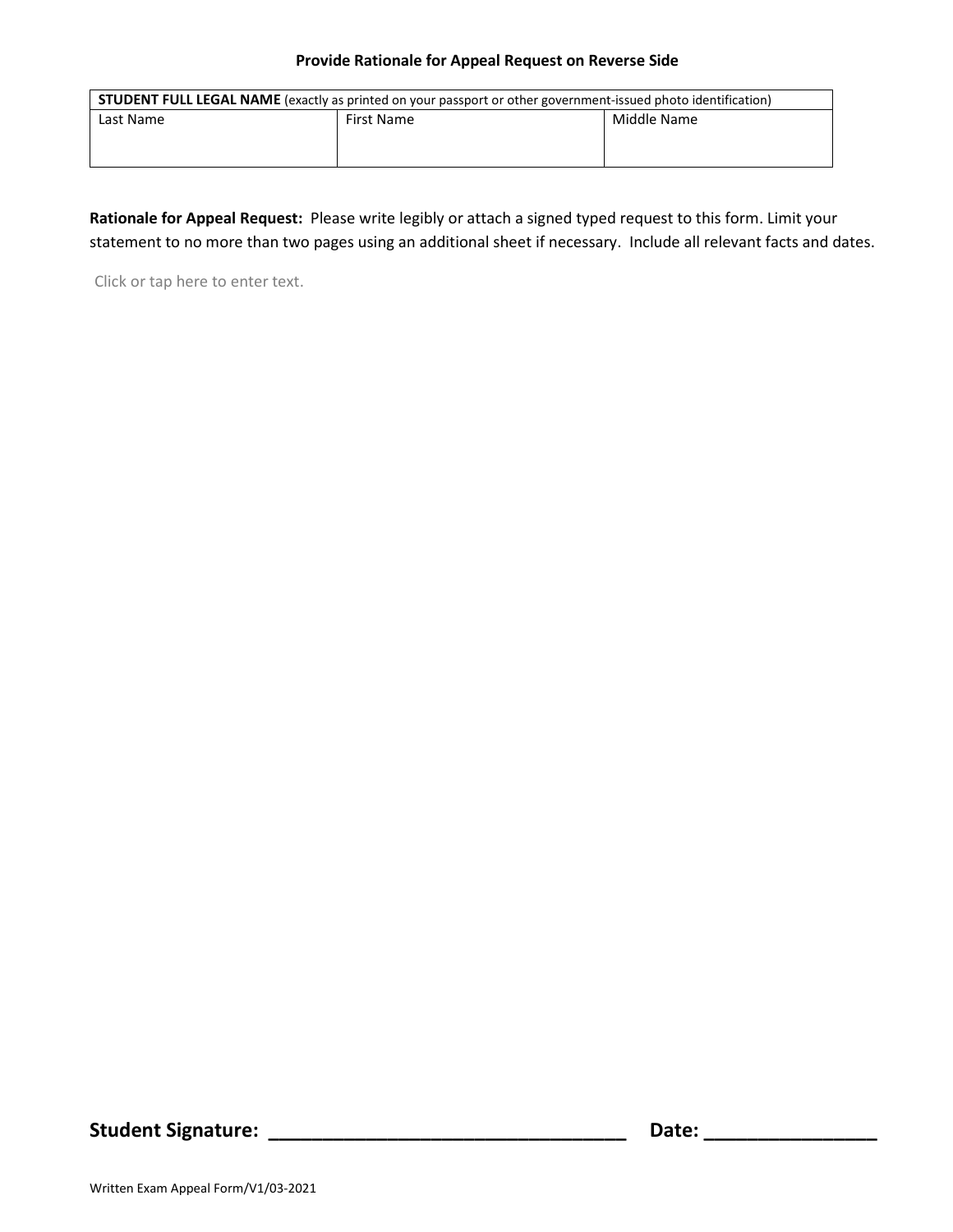**Provide Rationale for Appeal Request on Reverse Side**

| **STUDENT FULL LEGAL NAME** (exactly as printed on your passport or other government-issued photo identification) | | |
|---|---|---|
| Last Name | First Name | Middle Name |

**Rationale for Appeal Request:** Please write legibly or attach a signed typed request to this form. Limit your statement to no more than two pages using an additional sheet if necessary. Include all relevant facts and dates.

Click or tap here to enter text.

**Student Signature: \_\_\_\_\_\_\_\_\_\_\_\_\_\_\_\_\_\_\_\_\_\_\_\_\_\_\_\_\_\_\_\_\_\_ Date: \_\_\_\_\_\_\_\_\_\_\_\_\_\_\_\_**

Written Exam Appeal Form/V1/03-2021